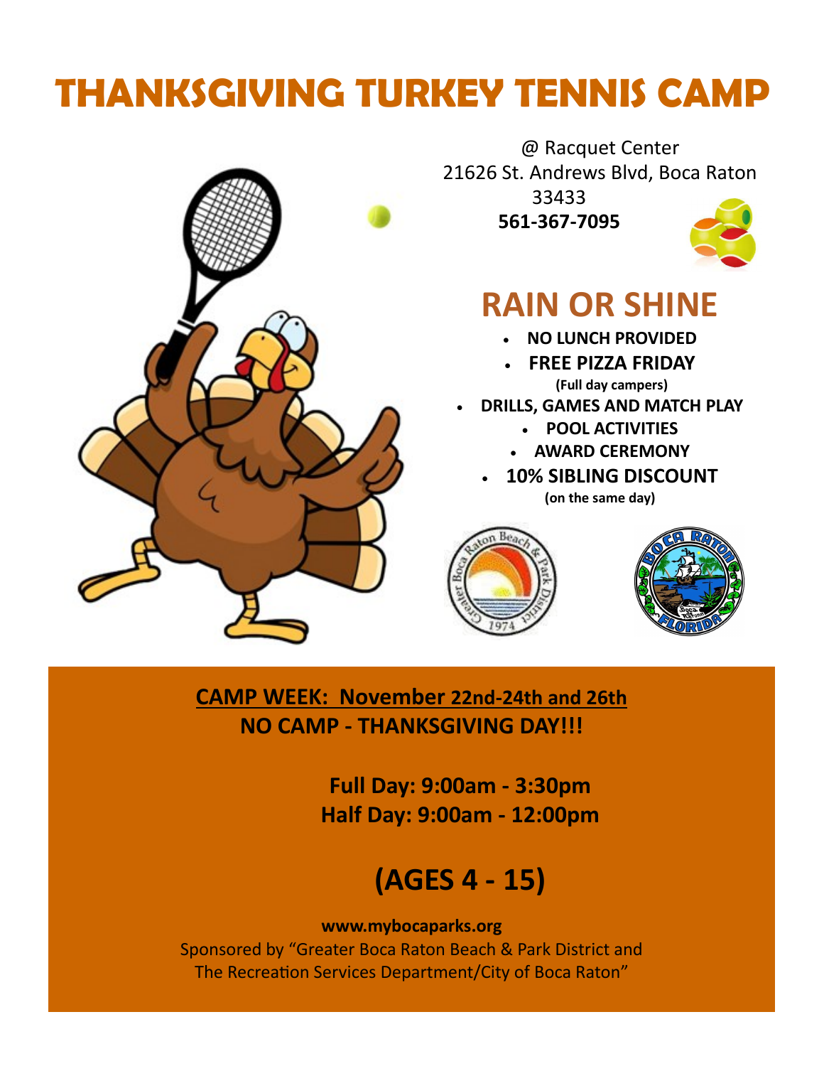# THANKSGIVING TURKEY TENNIS CAMP

@ Racquet Center
21626 St. Andrews Blvd, Boca Raton 33433
**561-367-7095**

## RAIN OR SHINE

- **NO LUNCH PROVIDED**
- **FREE PIZZA FRIDAY** **(Full day campers)**
- **DRILLS, GAMES AND MATCH PLAY**
- **POOL ACTIVITIES**
- **AWARD CEREMONY**
- **10% SIBLING DISCOUNT** **(on the same day)**

**CAMP WEEK: November 22nd-24th and 26th**
**NO CAMP - THANKSGIVING DAY!!!**

**Full Day: 9:00am - 3:30pm**
**Half Day: 9:00am - 12:00pm**

## (AGES 4 - 15)

**www.mybocaparks.org**
Sponsored by "Greater Boca Raton Beach & Park District and The Recreation Services Department/City of Boca Raton"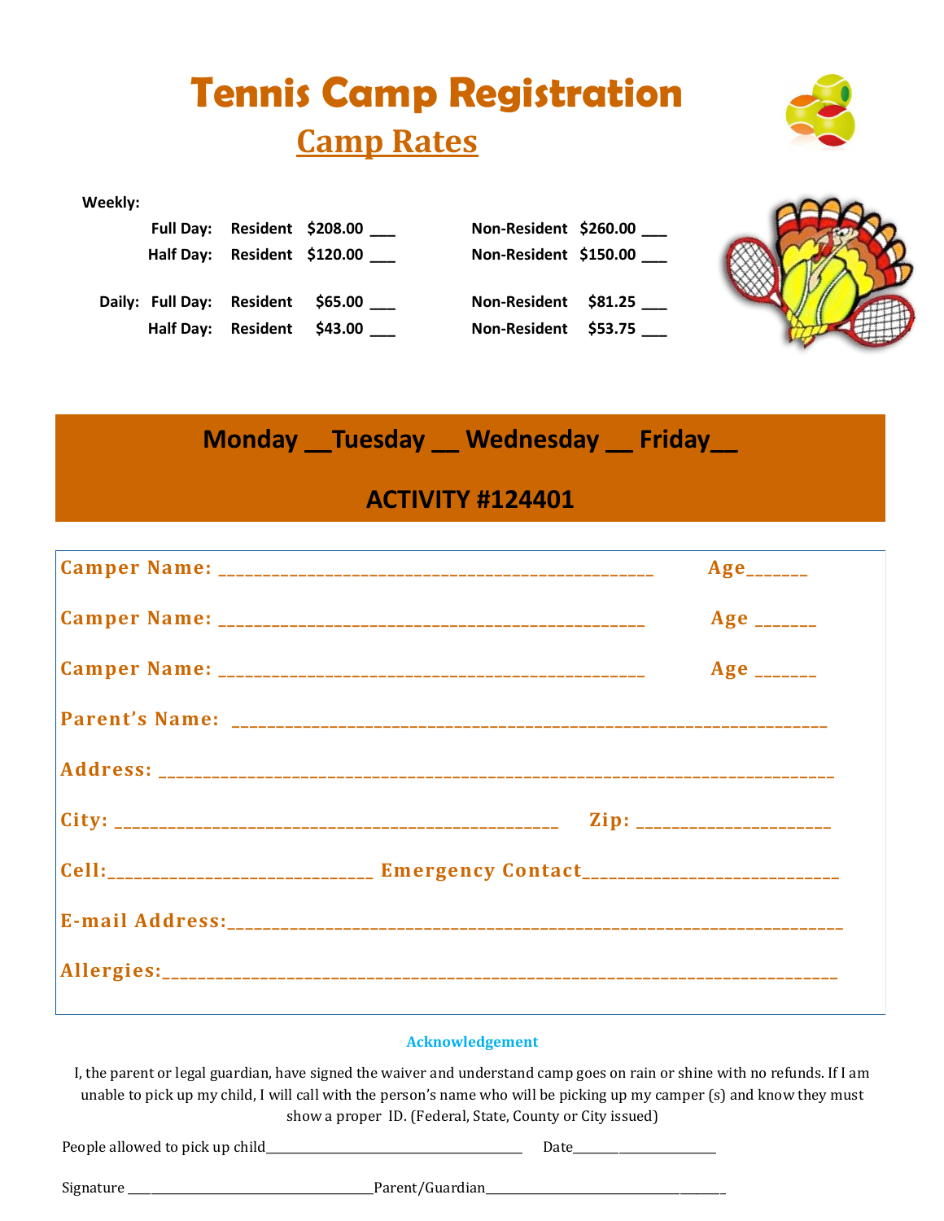# Tennis Camp Registration

## Camp Rates

**Weekly:**

| | | | | | |
|---|---|---|---|---|---|
| | **Full Day:** | **Resident** | **$208.00 ___** | **Non-Resident** | **$260.00 ___** |
| | **Half Day:** | **Resident** | **$120.00 ___** | **Non-Resident** | **$150.00 ___** |
| **Daily:** | **Full Day:** | **Resident** | **$65.00 ___** | **Non-Resident** | **$81.25 ___** |
| | **Half Day:** | **Resident** | **$43.00 ___** | **Non-Resident** | **$53.75 ___** |

**Monday __Tuesday __ Wednesday __ Friday__**

**ACTIVITY #124401**

**Camper Name:** _______________________________________________ **Age**______

**Camper Name:** _______________________________________________ **Age** ______

**Camper Name:** _____________________________________________ **Age** ______

**Parent's Name:** _________________________________________________________________

**Address:** ______________________________________________________________________

**City:** _________________________________________________ **Zip:** _____________________

**Cell:**____________________________ **Emergency Contact**___________________________

**E-mail Address:**__________________________________________________________________

**Allergies:**_________________________________________________________________________

**Acknowledgement**

I, the parent or legal guardian, have signed the waiver and understand camp goes on rain or shine with no refunds. If I am unable to pick up my child, I will call with the person's name who will be picking up my camper (s) and know they must show a proper ID. (Federal, State, County or City issued)

People allowed to pick up child________________________________________ Date______________________

Signature _____________________________________Parent/Guardian_____________________________________